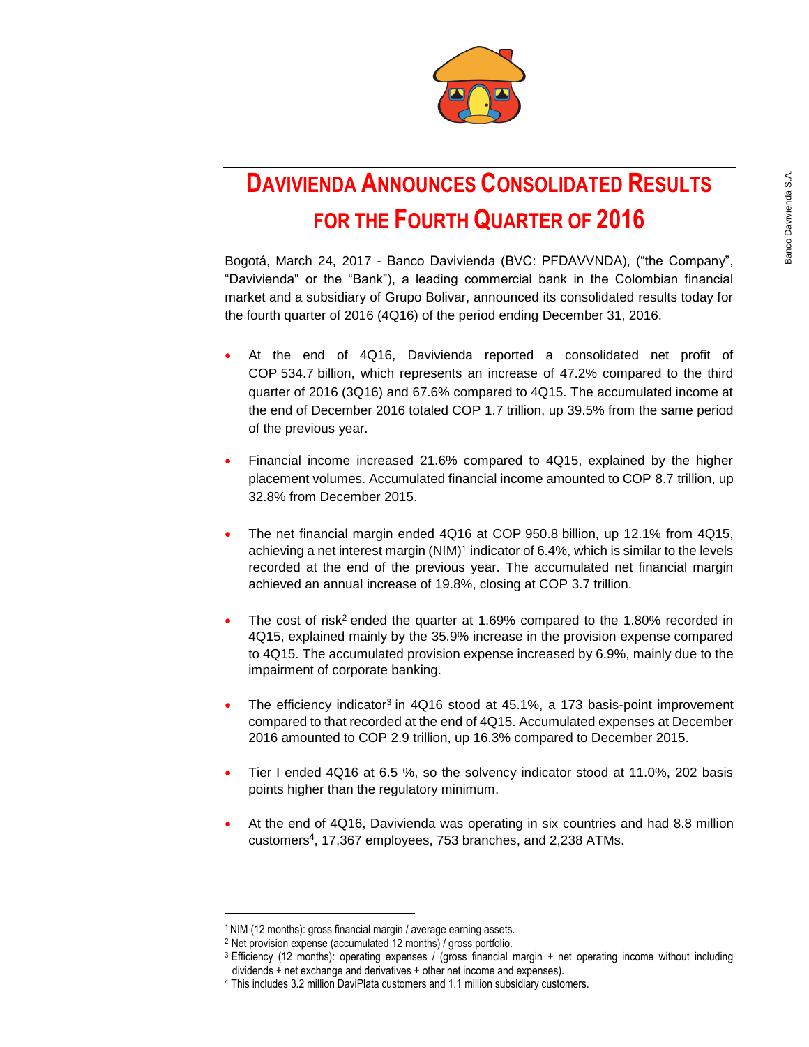# Davivienda Announces Consolidated Results for the Fourth Quarter of 2016

Bogotá, March 24, 2017 - Banco Davivienda (BVC: PFDAVVNDA), ("the Company", "Davivienda" or the "Bank"), a leading commercial bank in the Colombian financial market and a subsidiary of Grupo Bolivar, announced its consolidated results today for the fourth quarter of 2016 (4Q16) of the period ending December 31, 2016.

- At the end of 4Q16, Davivienda reported a consolidated net profit of COP 534.7 billion, which represents an increase of 47.2% compared to the third quarter of 2016 (3Q16) and 67.6% compared to 4Q15. The accumulated income at the end of December 2016 totaled COP 1.7 trillion, up 39.5% from the same period of the previous year.

- Financial income increased 21.6% compared to 4Q15, explained by the higher placement volumes. Accumulated financial income amounted to COP 8.7 trillion, up 32.8% from December 2015.

- The net financial margin ended 4Q16 at COP 950.8 billion, up 12.1% from 4Q15, achieving a net interest margin (NIM)[1] indicator of 6.4%, which is similar to the levels recorded at the end of the previous year. The accumulated net financial margin achieved an annual increase of 19.8%, closing at COP 3.7 trillion.

- The cost of risk[2] ended the quarter at 1.69% compared to the 1.80% recorded in 4Q15, explained mainly by the 35.9% increase in the provision expense compared to 4Q15. The accumulated provision expense increased by 6.9%, mainly due to the impairment of corporate banking.

- The efficiency indicator[3] in 4Q16 stood at 45.1%, a 173 basis-point improvement compared to that recorded at the end of 4Q15. Accumulated expenses at December 2016 amounted to COP 2.9 trillion, up 16.3% compared to December 2015.

- Tier I ended 4Q16 at 6.5 %, so the solvency indicator stood at 11.0%, 202 basis points higher than the regulatory minimum.

- At the end of 4Q16, Davivienda was operating in six countries and had 8.8 million customers[4], 17,367 employees, 753 branches, and 2,238 ATMs.

---

[1] NIM (12 months): gross financial margin / average earning assets.

[2] Net provision expense (accumulated 12 months) / gross portfolio.

[3] Efficiency (12 months): operating expenses / (gross financial margin + net operating income without including dividends + net exchange and derivatives + other net income and expenses).

[4] This includes 3.2 million DaviPlata customers and 1.1 million subsidiary customers.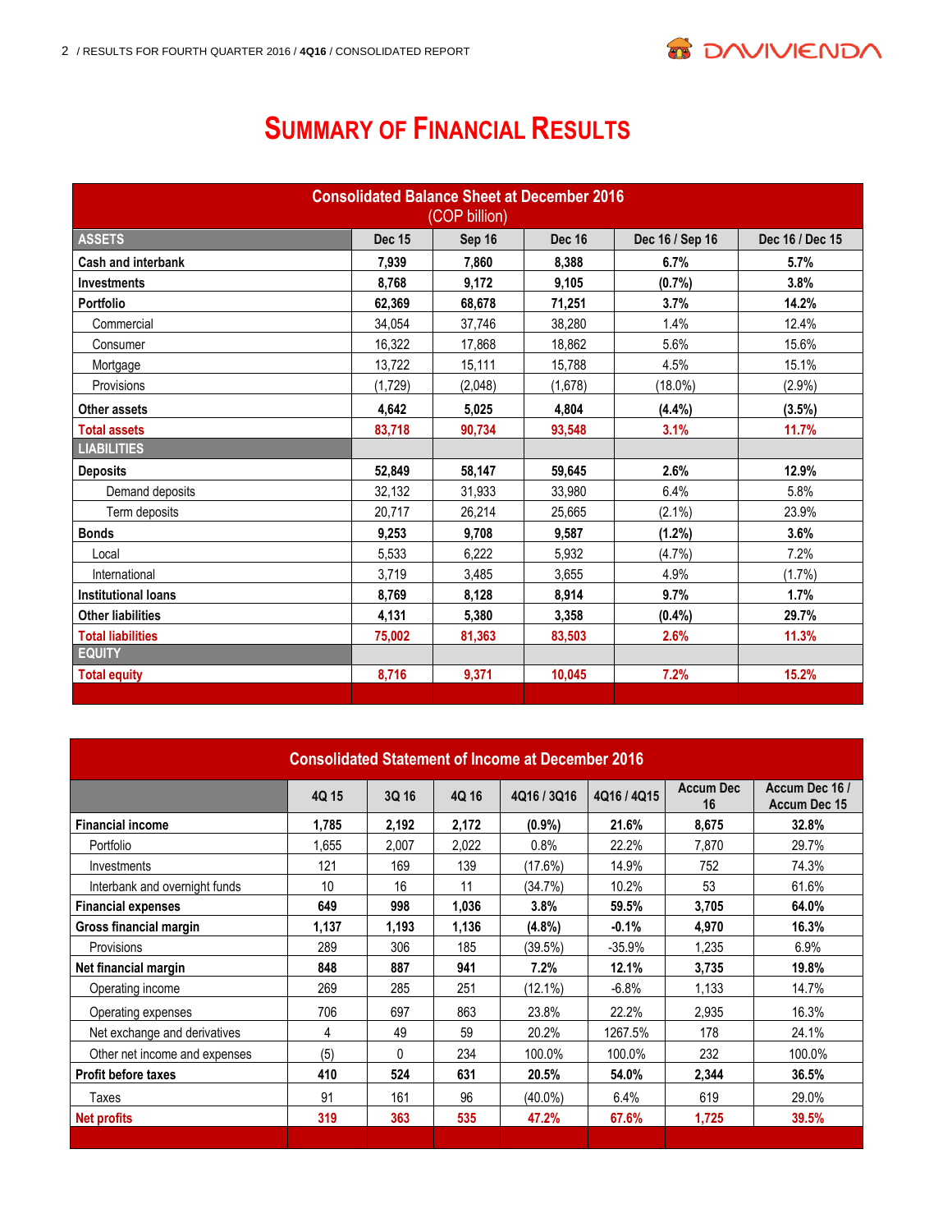# Summary of Financial Results

| Consolidated Balance Sheet at December 2016 (COP billion) | | | | | |
|---|---|---|---|---|---|
| **ASSETS** | **Dec 15** | **Sep 16** | **Dec 16** | **Dec 16 / Sep 16** | **Dec 16 / Dec 15** |
| **Cash and interbank** | **7,939** | **7,860** | **8,388** | **6.7%** | **5.7%** |
| **Investments** | **8,768** | **9,172** | **9,105** | **(0.7%)** | **3.8%** |
| **Portfolio** | **62,369** | **68,678** | **71,251** | **3.7%** | **14.2%** |
| Commercial | 34,054 | 37,746 | 38,280 | 1.4% | 12.4% |
| Consumer | 16,322 | 17,868 | 18,862 | 5.6% | 15.6% |
| Mortgage | 13,722 | 15,111 | 15,788 | 4.5% | 15.1% |
| Provisions | (1,729) | (2,048) | (1,678) | (18.0%) | (2.9%) |
| **Other assets** | **4,642** | **5,025** | **4,804** | **(4.4%)** | **(3.5%)** |
| **Total assets** | **83,718** | **90,734** | **93,548** | **3.1%** | **11.7%** |
| **LIABILITIES** | | | | | |
| **Deposits** | **52,849** | **58,147** | **59,645** | **2.6%** | **12.9%** |
| Demand deposits | 32,132 | 31,933 | 33,980 | 6.4% | 5.8% |
| Term deposits | 20,717 | 26,214 | 25,665 | (2.1%) | 23.9% |
| **Bonds** | **9,253** | **9,708** | **9,587** | **(1.2%)** | **3.6%** |
| Local | 5,533 | 6,222 | 5,932 | (4.7%) | 7.2% |
| International | 3,719 | 3,485 | 3,655 | 4.9% | (1.7%) |
| **Institutional loans** | **8,769** | **8,128** | **8,914** | **9.7%** | **1.7%** |
| **Other liabilities** | **4,131** | **5,380** | **3,358** | **(0.4%)** | **29.7%** |
| **Total liabilities** | **75,002** | **81,363** | **83,503** | **2.6%** | **11.3%** |
| **EQUITY** | | | | | |
| **Total equity** | **8,716** | **9,371** | **10,045** | **7.2%** | **15.2%** |

| Consolidated Statement of Income at December 2016 | | | | | | | |
|---|---|---|---|---|---|---|---|
| | **4Q 15** | **3Q 16** | **4Q 16** | **4Q16 / 3Q16** | **4Q16 / 4Q15** | **Accum Dec 16** | **Accum Dec 16 / Accum Dec 15** |
| **Financial income** | **1,785** | **2,192** | **2,172** | **(0.9%)** | **21.6%** | **8,675** | **32.8%** |
| Portfolio | 1,655 | 2,007 | 2,022 | 0.8% | 22.2% | 7,870 | 29.7% |
| Investments | 121 | 169 | 139 | (17.6%) | 14.9% | 752 | 74.3% |
| Interbank and overnight funds | 10 | 16 | 11 | (34.7%) | 10.2% | 53 | 61.6% |
| **Financial expenses** | **649** | **998** | **1,036** | **3.8%** | **59.5%** | **3,705** | **64.0%** |
| **Gross financial margin** | **1,137** | **1,193** | **1,136** | **(4.8%)** | **-0.1%** | **4,970** | **16.3%** |
| Provisions | 289 | 306 | 185 | (39.5%) | -35.9% | 1,235 | 6.9% |
| **Net financial margin** | **848** | **887** | **941** | **7.2%** | **12.1%** | **3,735** | **19.8%** |
| Operating income | 269 | 285 | 251 | (12.1%) | -6.8% | 1,133 | 14.7% |
| Operating expenses | 706 | 697 | 863 | 23.8% | 22.2% | 2,935 | 16.3% |
| Net exchange and derivatives | 4 | 49 | 59 | 20.2% | 1267.5% | 178 | 24.1% |
| Other net income and expenses | (5) | 0 | 234 | 100.0% | 100.0% | 232 | 100.0% |
| **Profit before taxes** | **410** | **524** | **631** | **20.5%** | **54.0%** | **2,344** | **36.5%** |
| Taxes | 91 | 161 | 96 | (40.0%) | 6.4% | 619 | 29.0% |
| **Net profits** | **319** | **363** | **535** | **47.2%** | **67.6%** | **1,725** | **39.5%** |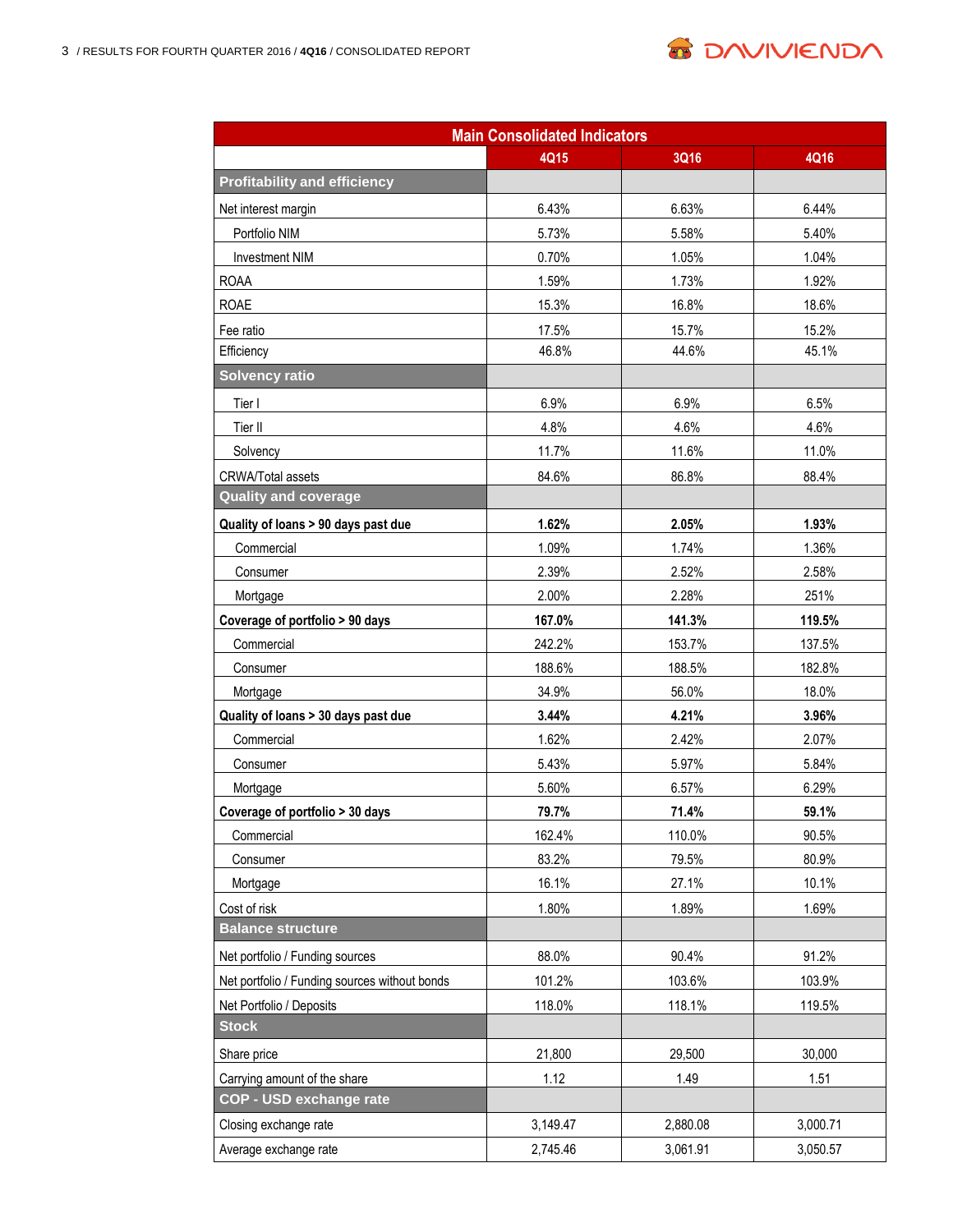| Main Consolidated Indicators | | | |
|---|---|---|---|
| | 4Q15 | 3Q16 | 4Q16 |
| **Profitability and efficiency** | | | |
| Net interest margin | 6.43% | 6.63% | 6.44% |
| Portfolio NIM | 5.73% | 5.58% | 5.40% |
| Investment NIM | 0.70% | 1.05% | 1.04% |
| ROAA | 1.59% | 1.73% | 1.92% |
| ROAE | 15.3% | 16.8% | 18.6% |
| Fee ratio | 17.5% | 15.7% | 15.2% |
| Efficiency | 46.8% | 44.6% | 45.1% |
| **Solvency ratio** | | | |
| Tier I | 6.9% | 6.9% | 6.5% |
| Tier II | 4.8% | 4.6% | 4.6% |
| Solvency | 11.7% | 11.6% | 11.0% |
| CRWA/Total assets | 84.6% | 86.8% | 88.4% |
| **Quality and coverage** | | | |
| **Quality of loans > 90 days past due** | **1.62%** | **2.05%** | **1.93%** |
| Commercial | 1.09% | 1.74% | 1.36% |
| Consumer | 2.39% | 2.52% | 2.58% |
| Mortgage | 2.00% | 2.28% | 251% |
| **Coverage of portfolio > 90 days** | **167.0%** | **141.3%** | **119.5%** |
| Commercial | 242.2% | 153.7% | 137.5% |
| Consumer | 188.6% | 188.5% | 182.8% |
| Mortgage | 34.9% | 56.0% | 18.0% |
| **Quality of loans > 30 days past due** | **3.44%** | **4.21%** | **3.96%** |
| Commercial | 1.62% | 2.42% | 2.07% |
| Consumer | 5.43% | 5.97% | 5.84% |
| Mortgage | 5.60% | 6.57% | 6.29% |
| **Coverage of portfolio > 30 days** | **79.7%** | **71.4%** | **59.1%** |
| Commercial | 162.4% | 110.0% | 90.5% |
| Consumer | 83.2% | 79.5% | 80.9% |
| Mortgage | 16.1% | 27.1% | 10.1% |
| Cost of risk | 1.80% | 1.89% | 1.69% |
| **Balance structure** | | | |
| Net portfolio / Funding sources | 88.0% | 90.4% | 91.2% |
| Net portfolio / Funding sources without bonds | 101.2% | 103.6% | 103.9% |
| Net Portfolio / Deposits | 118.0% | 118.1% | 119.5% |
| **Stock** | | | |
| Share price | 21,800 | 29,500 | 30,000 |
| Carrying amount of the share | 1.12 | 1.49 | 1.51 |
| **COP - USD exchange rate** | | | |
| Closing exchange rate | 3,149.47 | 2,880.08 | 3,000.71 |
| Average exchange rate | 2,745.46 | 3,061.91 | 3,050.57 |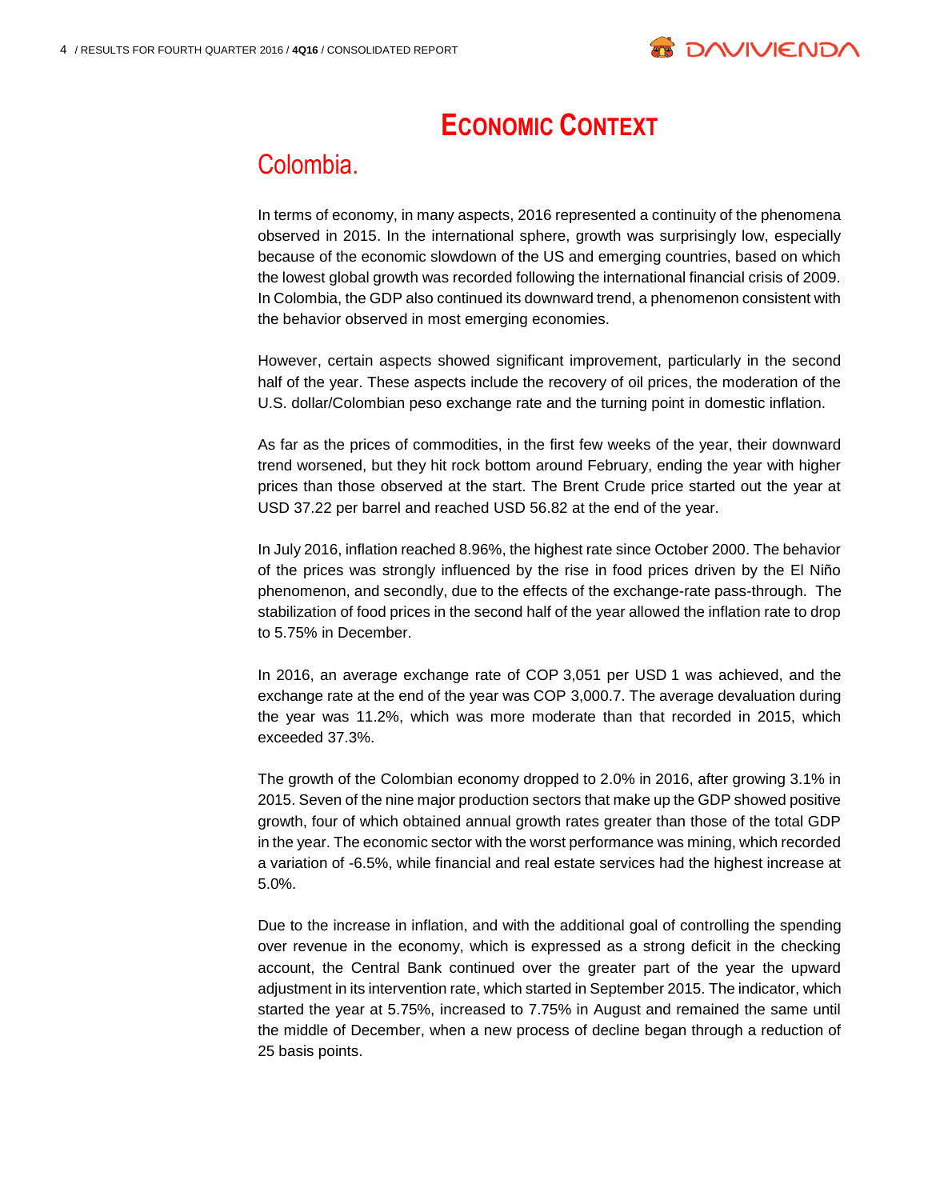# Economic Context

## Colombia.

In terms of economy, in many aspects, 2016 represented a continuity of the phenomena observed in 2015. In the international sphere, growth was surprisingly low, especially because of the economic slowdown of the US and emerging countries, based on which the lowest global growth was recorded following the international financial crisis of 2009. In Colombia, the GDP also continued its downward trend, a phenomenon consistent with the behavior observed in most emerging economies.

However, certain aspects showed significant improvement, particularly in the second half of the year. These aspects include the recovery of oil prices, the moderation of the U.S. dollar/Colombian peso exchange rate and the turning point in domestic inflation.

As far as the prices of commodities, in the first few weeks of the year, their downward trend worsened, but they hit rock bottom around February, ending the year with higher prices than those observed at the start. The Brent Crude price started out the year at USD 37.22 per barrel and reached USD 56.82 at the end of the year.

In July 2016, inflation reached 8.96%, the highest rate since October 2000. The behavior of the prices was strongly influenced by the rise in food prices driven by the El Niño phenomenon, and secondly, due to the effects of the exchange-rate pass-through. The stabilization of food prices in the second half of the year allowed the inflation rate to drop to 5.75% in December.

In 2016, an average exchange rate of COP 3,051 per USD 1 was achieved, and the exchange rate at the end of the year was COP 3,000.7. The average devaluation during the year was 11.2%, which was more moderate than that recorded in 2015, which exceeded 37.3%.

The growth of the Colombian economy dropped to 2.0% in 2016, after growing 3.1% in 2015. Seven of the nine major production sectors that make up the GDP showed positive growth, four of which obtained annual growth rates greater than those of the total GDP in the year. The economic sector with the worst performance was mining, which recorded a variation of -6.5%, while financial and real estate services had the highest increase at 5.0%.

Due to the increase in inflation, and with the additional goal of controlling the spending over revenue in the economy, which is expressed as a strong deficit in the checking account, the Central Bank continued over the greater part of the year the upward adjustment in its intervention rate, which started in September 2015. The indicator, which started the year at 5.75%, increased to 7.75% in August and remained the same until the middle of December, when a new process of decline began through a reduction of 25 basis points.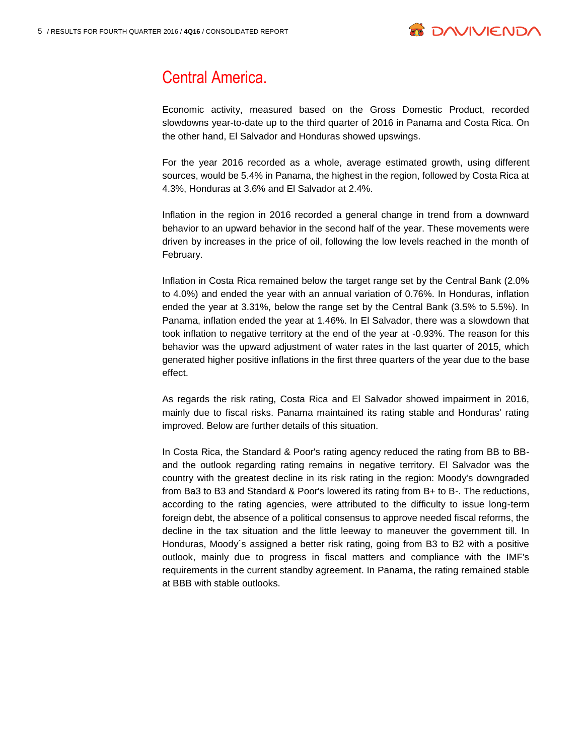# Central America.

Economic activity, measured based on the Gross Domestic Product, recorded slowdowns year-to-date up to the third quarter of 2016 in Panama and Costa Rica. On the other hand, El Salvador and Honduras showed upswings.

For the year 2016 recorded as a whole, average estimated growth, using different sources, would be 5.4% in Panama, the highest in the region, followed by Costa Rica at 4.3%, Honduras at 3.6% and El Salvador at 2.4%.

Inflation in the region in 2016 recorded a general change in trend from a downward behavior to an upward behavior in the second half of the year. These movements were driven by increases in the price of oil, following the low levels reached in the month of February.

Inflation in Costa Rica remained below the target range set by the Central Bank (2.0% to 4.0%) and ended the year with an annual variation of 0.76%. In Honduras, inflation ended the year at 3.31%, below the range set by the Central Bank (3.5% to 5.5%). In Panama, inflation ended the year at 1.46%. In El Salvador, there was a slowdown that took inflation to negative territory at the end of the year at -0.93%. The reason for this behavior was the upward adjustment of water rates in the last quarter of 2015, which generated higher positive inflations in the first three quarters of the year due to the base effect.

As regards the risk rating, Costa Rica and El Salvador showed impairment in 2016, mainly due to fiscal risks. Panama maintained its rating stable and Honduras' rating improved. Below are further details of this situation.

In Costa Rica, the Standard & Poor's rating agency reduced the rating from BB to BB- and the outlook regarding rating remains in negative territory. El Salvador was the country with the greatest decline in its risk rating in the region: Moody's downgraded from Ba3 to B3 and Standard & Poor's lowered its rating from B+ to B-. The reductions, according to the rating agencies, were attributed to the difficulty to issue long-term foreign debt, the absence of a political consensus to approve needed fiscal reforms, the decline in the tax situation and the little leeway to maneuver the government till. In Honduras, Moody´s assigned a better risk rating, going from B3 to B2 with a positive outlook, mainly due to progress in fiscal matters and compliance with the IMF's requirements in the current standby agreement. In Panama, the rating remained stable at BBB with stable outlooks.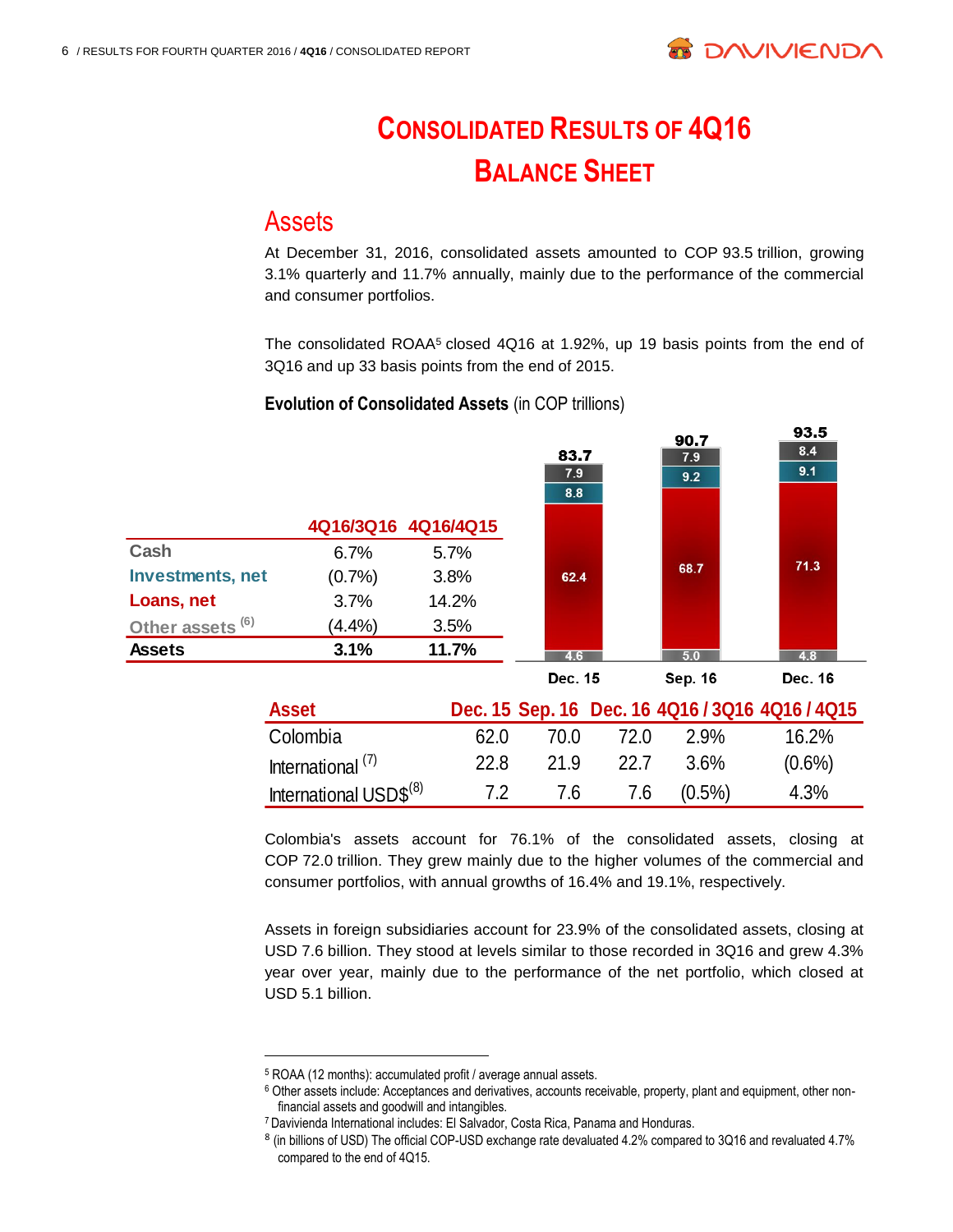# CONSOLIDATED RESULTS OF 4Q16
# BALANCE SHEET

## Assets

At December 31, 2016, consolidated assets amounted to COP 93.5 trillion, growing 3.1% quarterly and 11.7% annually, mainly due to the performance of the commercial and consumer portfolios.

The consolidated ROAA[5] closed 4Q16 at 1.92%, up 19 basis points from the end of 3Q16 and up 33 basis points from the end of 2015.

**Evolution of Consolidated Assets** (in COP trillions)

| | 4Q16/3Q16 | 4Q16/4Q15 |
|---|---|---|
| Cash | 6.7% | 5.7% |
| Investments, net | (0.7%) | 3.8% |
| Loans, net | 3.7% | 14.2% |
| Other assets (6) | (4.4%) | 3.5% |
| **Assets** | **3.1%** | **11.7%** |

| | Dec. 15 | Sep. 16 | Dec. 16 |
|---|---|---|---|
| Other assets | 7.9 | 7.9 | 8.4 |
| Investments, net | 8.8 | 9.2 | 9.1 |
| Loans, net | 62.4 | 68.7 | 71.3 |
| Cash | 4.6 | 5.0 | 4.8 |
| **Total** | **83.7** | **90.7** | **93.5** |

| Asset | Dec. 15 | Sep. 16 | Dec. 16 | 4Q16 / 3Q16 | 4Q16 / 4Q15 |
|---|---|---|---|---|---|
| Colombia | 62.0 | 70.0 | 72.0 | 2.9% | 16.2% |
| International (7) | 22.8 | 21.9 | 22.7 | 3.6% | (0.6%) |
| International USD$(8) | 7.2 | 7.6 | 7.6 | (0.5%) | 4.3% |

Colombia's assets account for 76.1% of the consolidated assets, closing at COP 72.0 trillion. They grew mainly due to the higher volumes of the commercial and consumer portfolios, with annual growths of 16.4% and 19.1%, respectively.

Assets in foreign subsidiaries account for 23.9% of the consolidated assets, closing at USD 7.6 billion. They stood at levels similar to those recorded in 3Q16 and grew 4.3% year over year, mainly due to the performance of the net portfolio, which closed at USD 5.1 billion.

---

[5] ROAA (12 months): accumulated profit / average annual assets.

[6] Other assets include: Acceptances and derivatives, accounts receivable, property, plant and equipment, other non-financial assets and goodwill and intangibles.

[7] Davivienda International includes: El Salvador, Costa Rica, Panama and Honduras.

[8] (in billions of USD) The official COP-USD exchange rate devaluated 4.2% compared to 3Q16 and revaluated 4.7% compared to the end of 4Q15.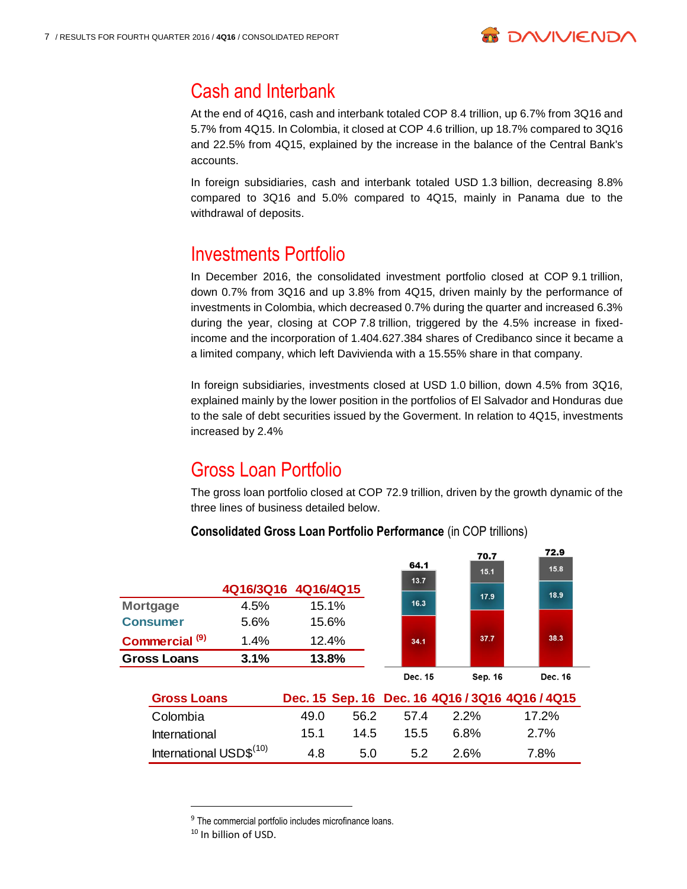## Cash and Interbank

At the end of 4Q16, cash and interbank totaled COP 8.4 trillion, up 6.7% from 3Q16 and 5.7% from 4Q15. In Colombia, it closed at COP 4.6 trillion, up 18.7% compared to 3Q16 and 22.5% from 4Q15, explained by the increase in the balance of the Central Bank's accounts.

In foreign subsidiaries, cash and interbank totaled USD 1.3 billion, decreasing 8.8% compared to 3Q16 and 5.0% compared to 4Q15, mainly in Panama due to the withdrawal of deposits.

## Investments Portfolio

In December 2016, the consolidated investment portfolio closed at COP 9.1 trillion, down 0.7% from 3Q16 and up 3.8% from 4Q15, driven mainly by the performance of investments in Colombia, which decreased 0.7% during the quarter and increased 6.3% during the year, closing at COP 7.8 trillion, triggered by the 4.5% increase in fixed-income and the incorporation of 1.404.627.384 shares of Credibanco since it became a a limited company, which left Davivienda with a 15.55% share in that company.

In foreign subsidiaries, investments closed at USD 1.0 billion, down 4.5% from 3Q16, explained mainly by the lower position in the portfolios of El Salvador and Honduras due to the sale of debt securities issued by the Goverment. In relation to 4Q15, investments increased by 2.4%

## Gross Loan Portfolio

The gross loan portfolio closed at COP 72.9 trillion, driven by the growth dynamic of the three lines of business detailed below.

**Consolidated Gross Loan Portfolio Performance** (in COP trillions)

| | 4Q16/3Q16 | 4Q16/4Q15 |
|---|---|---|
| Mortgage | 4.5% | 15.1% |
| Consumer | 5.6% | 15.6% |
| Commercial [9] | 1.4% | 12.4% |
| **Gross Loans** | **3.1%** | **13.8%** |

| | Dec. 15 | Sep. 16 | Dec. 16 |
|---|---|---|---|
| Mortgage | 13.7 | 15.1 | 15.8 |
| Consumer | 16.3 | 17.9 | 18.9 |
| Commercial | 34.1 | 37.7 | 38.3 |
| Total | 64.1 | 70.7 | 72.9 |

| Gross Loans | Dec. 15 | Sep. 16 | Dec. 16 | 4Q16 / 3Q16 | 4Q16 / 4Q15 |
|---|---|---|---|---|---|
| Colombia | 49.0 | 56.2 | 57.4 | 2.2% | 17.2% |
| International | 15.1 | 14.5 | 15.5 | 6.8% | 2.7% |
| International USD$[10] | 4.8 | 5.0 | 5.2 | 2.6% | 7.8% |

[9] The commercial portfolio includes microfinance loans.

[10] In billion of USD.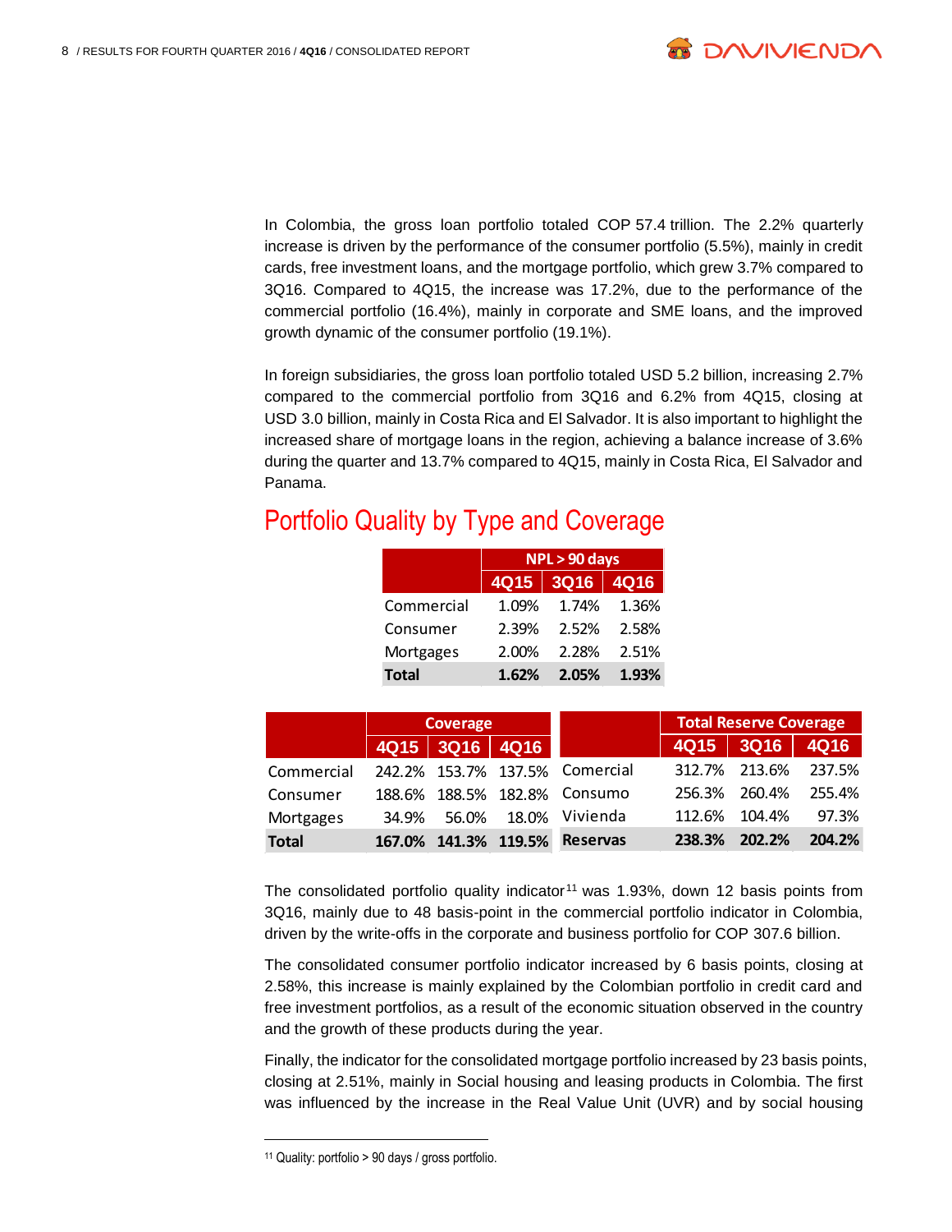In Colombia, the gross loan portfolio totaled COP 57.4 trillion. The 2.2% quarterly increase is driven by the performance of the consumer portfolio (5.5%), mainly in credit cards, free investment loans, and the mortgage portfolio, which grew 3.7% compared to 3Q16. Compared to 4Q15, the increase was 17.2%, due to the performance of the commercial portfolio (16.4%), mainly in corporate and SME loans, and the improved growth dynamic of the consumer portfolio (19.1%).

In foreign subsidiaries, the gross loan portfolio totaled USD 5.2 billion, increasing 2.7% compared to the commercial portfolio from 3Q16 and 6.2% from 4Q15, closing at USD 3.0 billion, mainly in Costa Rica and El Salvador. It is also important to highlight the increased share of mortgage loans in the region, achieving a balance increase of 3.6% during the quarter and 13.7% compared to 4Q15, mainly in Costa Rica, El Salvador and Panama.

## Portfolio Quality by Type and Coverage

| | NPL > 90 days | | |
|---|---|---|---|
| | 4Q15 | 3Q16 | 4Q16 |
| Commercial | 1.09% | 1.74% | 1.36% |
| Consumer | 2.39% | 2.52% | 2.58% |
| Mortgages | 2.00% | 2.28% | 2.51% |
| **Total** | **1.62%** | **2.05%** | **1.93%** |

| | Coverage | | |
|---|---|---|---|
| | 4Q15 | 3Q16 | 4Q16 |
| Commercial | 242.2% | 153.7% | 137.5% |
| Consumer | 188.6% | 188.5% | 182.8% |
| Mortgages | 34.9% | 56.0% | 18.0% |
| **Total** | **167.0%** | **141.3%** | **119.5%** |

| | Total Reserve Coverage | | |
|---|---|---|---|
| | 4Q15 | 3Q16 | 4Q16 |
| Comercial | 312.7% | 213.6% | 237.5% |
| Consumo | 256.3% | 260.4% | 255.4% |
| Vivienda | 112.6% | 104.4% | 97.3% |
| **Reservas** | **238.3%** | **202.2%** | **204.2%** |

The consolidated portfolio quality indicator[11] was 1.93%, down 12 basis points from 3Q16, mainly due to 48 basis-point in the commercial portfolio indicator in Colombia, driven by the write-offs in the corporate and business portfolio for COP 307.6 billion.

The consolidated consumer portfolio indicator increased by 6 basis points, closing at 2.58%, this increase is mainly explained by the Colombian portfolio in credit card and free investment portfolios, as a result of the economic situation observed in the country and the growth of these products during the year.

Finally, the indicator for the consolidated mortgage portfolio increased by 23 basis points, closing at 2.51%, mainly in Social housing and leasing products in Colombia. The first was influenced by the increase in the Real Value Unit (UVR) and by social housing

[11] Quality: portfolio > 90 days / gross portfolio.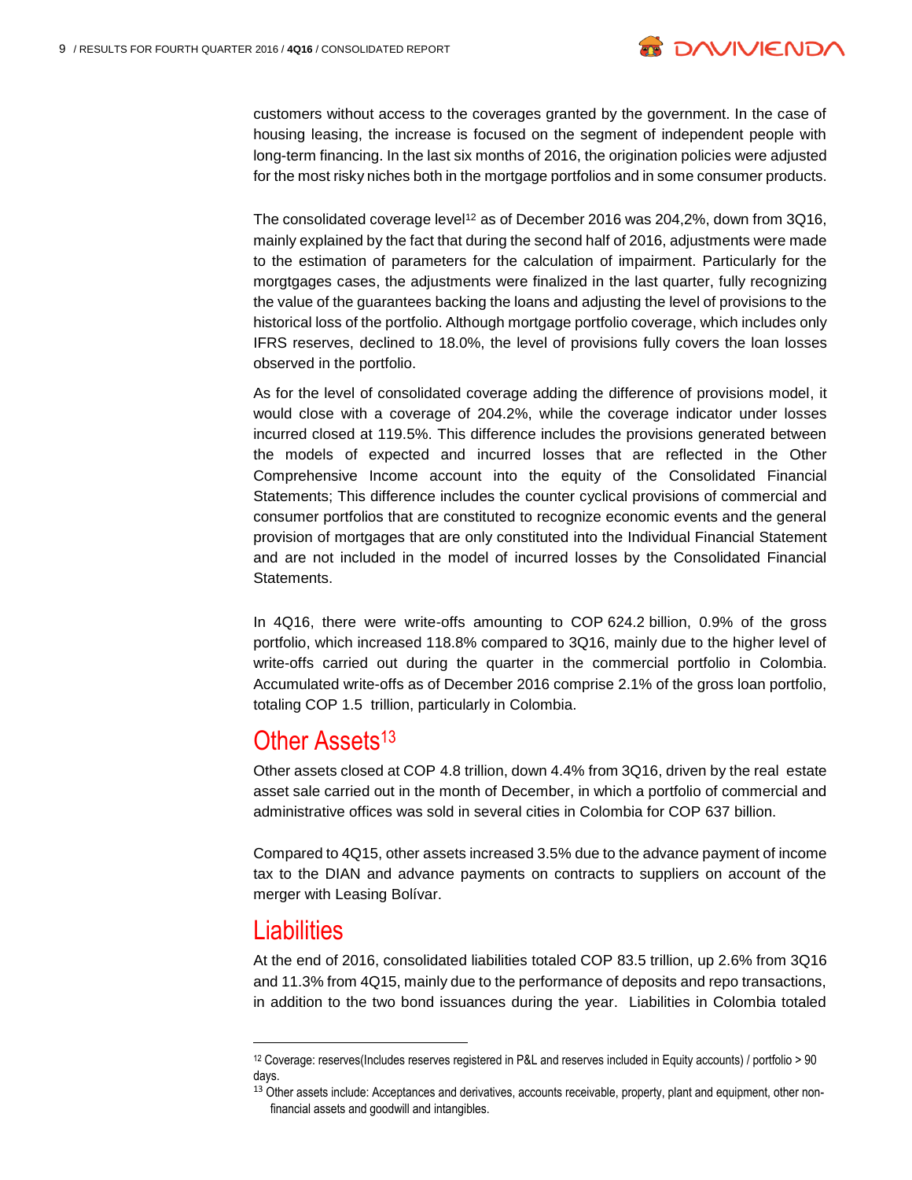customers without access to the coverages granted by the government. In the case of housing leasing, the increase is focused on the segment of independent people with long-term financing. In the last six months of 2016, the origination policies were adjusted for the most risky niches both in the mortgage portfolios and in some consumer products.

The consolidated coverage level[12] as of December 2016 was 204,2%, down from 3Q16, mainly explained by the fact that during the second half of 2016, adjustments were made to the estimation of parameters for the calculation of impairment. Particularly for the morgtgages cases, the adjustments were finalized in the last quarter, fully recognizing the value of the guarantees backing the loans and adjusting the level of provisions to the historical loss of the portfolio. Although mortgage portfolio coverage, which includes only IFRS reserves, declined to 18.0%, the level of provisions fully covers the loan losses observed in the portfolio.

As for the level of consolidated coverage adding the difference of provisions model, it would close with a coverage of 204.2%, while the coverage indicator under losses incurred closed at 119.5%. This difference includes the provisions generated between the models of expected and incurred losses that are reflected in the Other Comprehensive Income account into the equity of the Consolidated Financial Statements; This difference includes the counter cyclical provisions of commercial and consumer portfolios that are constituted to recognize economic events and the general provision of mortgages that are only constituted into the Individual Financial Statement and are not included in the model of incurred losses by the Consolidated Financial Statements.

In 4Q16, there were write-offs amounting to COP 624.2 billion, 0.9% of the gross portfolio, which increased 118.8% compared to 3Q16, mainly due to the higher level of write-offs carried out during the quarter in the commercial portfolio in Colombia. Accumulated write-offs as of December 2016 comprise 2.1% of the gross loan portfolio, totaling COP 1.5 trillion, particularly in Colombia.

## Other Assets[13]

Other assets closed at COP 4.8 trillion, down 4.4% from 3Q16, driven by the real estate asset sale carried out in the month of December, in which a portfolio of commercial and administrative offices was sold in several cities in Colombia for COP 637 billion.

Compared to 4Q15, other assets increased 3.5% due to the advance payment of income tax to the DIAN and advance payments on contracts to suppliers on account of the merger with Leasing Bolívar.

## Liabilities

At the end of 2016, consolidated liabilities totaled COP 83.5 trillion, up 2.6% from 3Q16 and 11.3% from 4Q15, mainly due to the performance of deposits and repo transactions, in addition to the two bond issuances during the year. Liabilities in Colombia totaled

---

[12] Coverage: reserves(Includes reserves registered in P&L and reserves included in Equity accounts) / portfolio > 90 days.

[13] Other assets include: Acceptances and derivatives, accounts receivable, property, plant and equipment, other non-financial assets and goodwill and intangibles.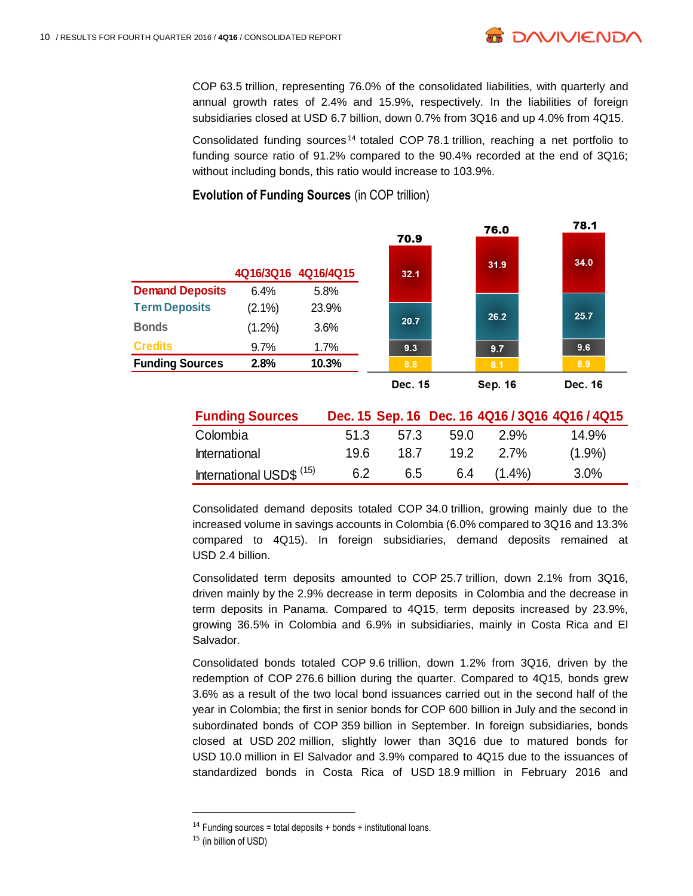COP 63.5 trillion, representing 76.0% of the consolidated liabilities, with quarterly and annual growth rates of 2.4% and 15.9%, respectively. In the liabilities of foreign subsidiaries closed at USD 6.7 billion, down 0.7% from 3Q16 and up 4.0% from 4Q15.

Consolidated funding sources[14] totaled COP 78.1 trillion, reaching a net portfolio to funding source ratio of 91.2% compared to the 90.4% recorded at the end of 3Q16; without including bonds, this ratio would increase to 103.9%.

**Evolution of Funding Sources** (in COP trillion)

| | 4Q16/3Q16 | 4Q16/4Q15 |
|---|---|---|
| Demand Deposits | 6.4% | 5.8% |
| Term Deposits | (2.1%) | 23.9% |
| Bonds | (1.2%) | 3.6% |
| Credits | 9.7% | 1.7% |
| **Funding Sources** | **2.8%** | **10.3%** |

| | Dec. 15 | Sep. 16 | Dec. 16 |
|---|---|---|---|
| Demand Deposits | 32.1 | 31.9 | 34.0 |
| Term Deposits | 20.7 | 26.2 | 25.7 |
| Bonds | 9.3 | 9.7 | 9.6 |
| Credits | 8.8 | 8.1 | 8.9 |
| **Total** | **70.9** | **76.0** | **78.1** |

| Funding Sources | Dec. 15 | Sep. 16 | Dec. 16 | 4Q16 / 3Q16 | 4Q16 / 4Q15 |
|---|---|---|---|---|---|
| Colombia | 51.3 | 57.3 | 59.0 | 2.9% | 14.9% |
| International | 19.6 | 18.7 | 19.2 | 2.7% | (1.9%) |
| International USD$ [15] | 6.2 | 6.5 | 6.4 | (1.4%) | 3.0% |

Consolidated demand deposits totaled COP 34.0 trillion, growing mainly due to the increased volume in savings accounts in Colombia (6.0% compared to 3Q16 and 13.3% compared to 4Q15). In foreign subsidiaries, demand deposits remained at USD 2.4 billion.

Consolidated term deposits amounted to COP 25.7 trillion, down 2.1% from 3Q16, driven mainly by the 2.9% decrease in term deposits in Colombia and the decrease in term deposits in Panama. Compared to 4Q15, term deposits increased by 23.9%, growing 36.5% in Colombia and 6.9% in subsidiaries, mainly in Costa Rica and El Salvador.

Consolidated bonds totaled COP 9.6 trillion, down 1.2% from 3Q16, driven by the redemption of COP 276.6 billion during the quarter. Compared to 4Q15, bonds grew 3.6% as a result of the two local bond issuances carried out in the second half of the year in Colombia; the first in senior bonds for COP 600 billion in July and the second in subordinated bonds of COP 359 billion in September. In foreign subsidiaries, bonds closed at USD 202 million, slightly lower than 3Q16 due to matured bonds for USD 10.0 million in El Salvador and 3.9% compared to 4Q15 due to the issuances of standardized bonds in Costa Rica of USD 18.9 million in February 2016 and

---

[14] Funding sources = total deposits + bonds + institutional loans.

[15] (in billion of USD)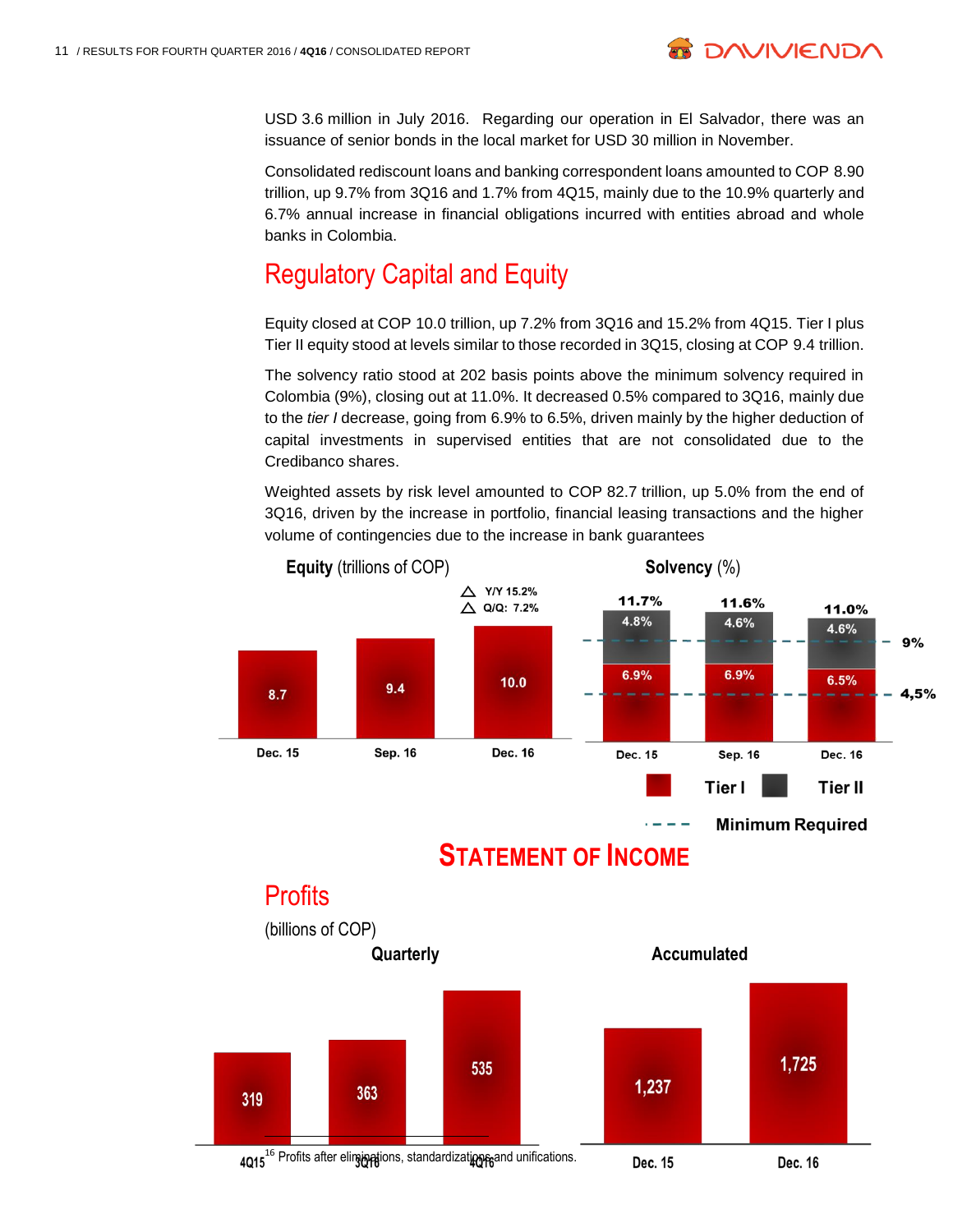USD 3.6 million in July 2016. Regarding our operation in El Salvador, there was an issuance of senior bonds in the local market for USD 30 million in November.

Consolidated rediscount loans and banking correspondent loans amounted to COP 8.90 trillion, up 9.7% from 3Q16 and 1.7% from 4Q15, mainly due to the 10.9% quarterly and 6.7% annual increase in financial obligations incurred with entities abroad and whole banks in Colombia.

## Regulatory Capital and Equity

Equity closed at COP 10.0 trillion, up 7.2% from 3Q16 and 15.2% from 4Q15. Tier I plus Tier II equity stood at levels similar to those recorded in 3Q15, closing at COP 9.4 trillion.

The solvency ratio stood at 202 basis points above the minimum solvency required in Colombia (9%), closing out at 11.0%. It decreased 0.5% compared to 3Q16, mainly due to the *tier I* decrease, going from 6.9% to 6.5%, driven mainly by the higher deduction of capital investments in supervised entities that are not consolidated due to the Credibanco shares.

Weighted assets by risk level amounted to COP 82.7 trillion, up 5.0% from the end of 3Q16, driven by the increase in portfolio, financial leasing transactions and the higher volume of contingencies due to the increase in bank guarantees

**Equity** (trillions of COP)

| | Dec. 15 | Sep. 16 | Dec. 16 |
|---|---|---|---|
| Equity | 8.7 | 9.4 | 10.0 |

△ Y/Y 15.2%
△ Q/Q: 7.2%

**Solvency** (%)

| | Dec. 15 | Sep. 16 | Dec. 16 |
|---|---|---|---|
| Total | 11.7% | 11.6% | 11.0% |
| Tier II | 4.8% | 4.6% | 4.6% |
| Tier I | 6.9% | 6.9% | 6.5% |

Minimum Required: 9% ; 4,5%

# STATEMENT OF INCOME

## Profits

(billions of COP)

**Quarterly**

| 4Q15 | 3Q16 | 4Q16 |
|---|---|---|
| 319 | 363 | 535 |

**Accumulated**

| Dec. 15 | Dec. 16 |
|---|---|
| 1,237 | 1,725 |

[16] Profits after eliminations, standardizations and unifications.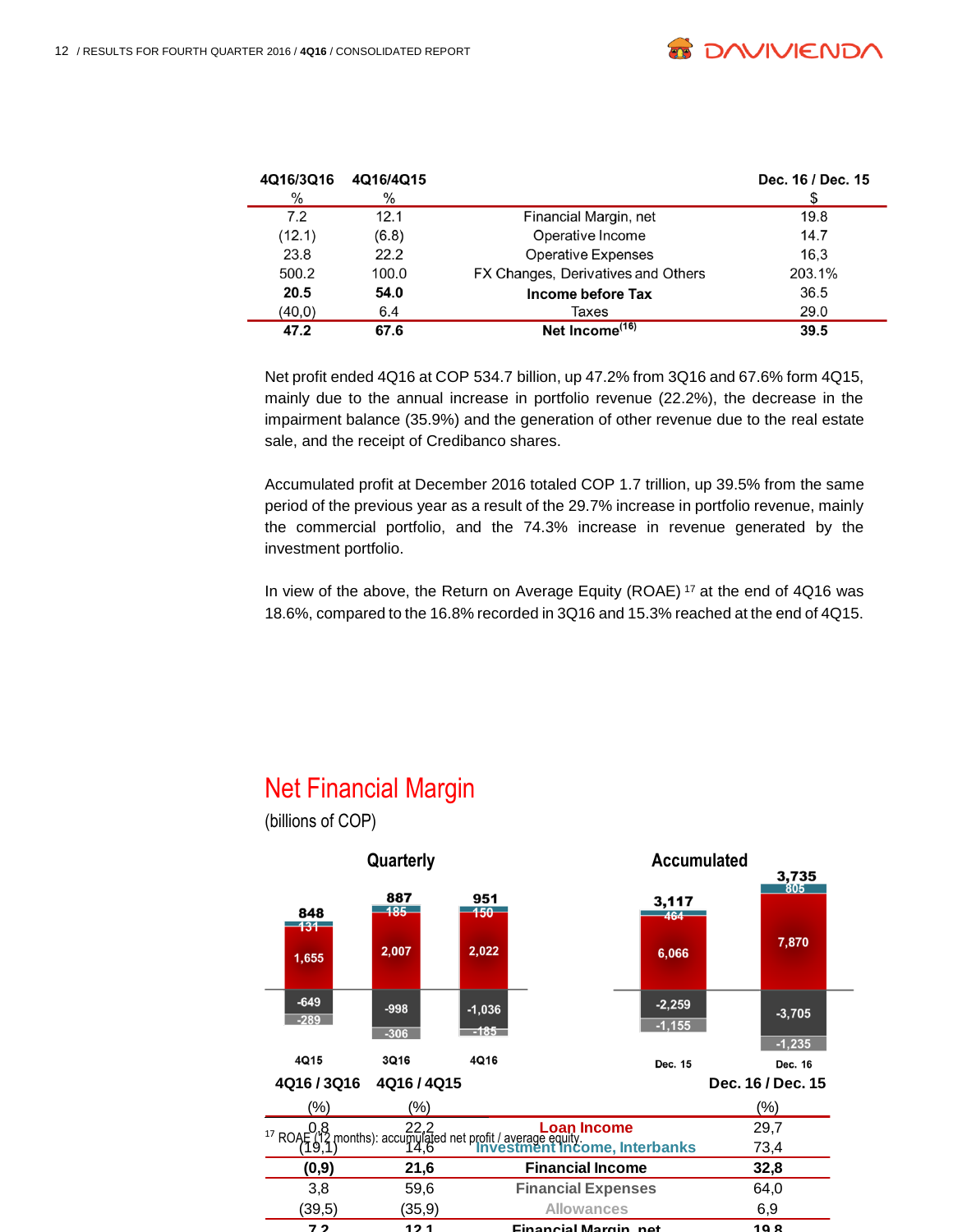| 4Q16/3Q16 | 4Q16/4Q15 | | Dec. 16 / Dec. 15 |
|---|---|---|---|
| % | % | | $ |
| 7.2 | 12.1 | Financial Margin, net | 19.8 |
| (12.1) | (6.8) | Operative Income | 14.7 |
| 23.8 | 22.2 | Operative Expenses | 16,3 |
| 500.2 | 100.0 | FX Changes, Derivatives and Others | 203.1% |
| **20.5** | **54.0** | **Income before Tax** | 36.5 |
| (40,0) | 6.4 | Taxes | 29.0 |
| **47.2** | **67.6** | **Net Income[16]** | **39.5** |

Net profit ended 4Q16 at COP 534.7 billion, up 47.2% from 3Q16 and 67.6% form 4Q15, mainly due to the annual increase in portfolio revenue (22.2%), the decrease in the impairment balance (35.9%) and the generation of other revenue due to the real estate sale, and the receipt of Credibanco shares.

Accumulated profit at December 2016 totaled COP 1.7 trillion, up 39.5% from the same period of the previous year as a result of the 29.7% increase in portfolio revenue, mainly the commercial portfolio, and the 74.3% increase in revenue generated by the investment portfolio.

In view of the above, the Return on Average Equity (ROAE) [17] at the end of 4Q16 was 18.6%, compared to the 16.8% recorded in 3Q16 and 15.3% reached at the end of 4Q15.

## Net Financial Margin

(billions of COP)

**Quarterly**

| | 4Q15 | 3Q16 | 4Q16 |
|---|---|---|---|
| Total | 848 | 887 | 951 |
| Investment Income, Interbanks | 131 | 185 | 150 |
| Loan Income | 1,655 | 2,007 | 2,022 |
| Financial Expenses | -649 | -998 | -1,036 |
| Allowances | -289 | -306 | -185 |

**Accumulated**

| | Dec. 15 | Dec. 16 |
|---|---|---|
| Total | 3,117 | 3,735 |
| Investment Income, Interbanks | 464 | 805 |
| Loan Income | 6,066 | 7,870 |
| Financial Expenses | -2,259 | -3,705 |
| Allowances | -1,155 | -1,235 |

| 4Q16 / 3Q16 | 4Q16 / 4Q15 | | Dec. 16 / Dec. 15 |
|---|---|---|---|
| (%) | (%) | | (%) |
| 0,8 | 22,2 | Loan Income | 29,7 |
| (19,1) | 14,6 | Investment Income, Interbanks | 73,4 |
| **(0,9)** | **21,6** | **Financial Income** | **32,8** |
| 3,8 | 59,6 | Financial Expenses | 64,0 |
| (39,5) | (35,9) | Allowances | 6,9 |
| **7,2** | **12,1** | **Financial Margin, net** | **19,8** |

[17] ROAE (12 months): accumulated net profit / average equity.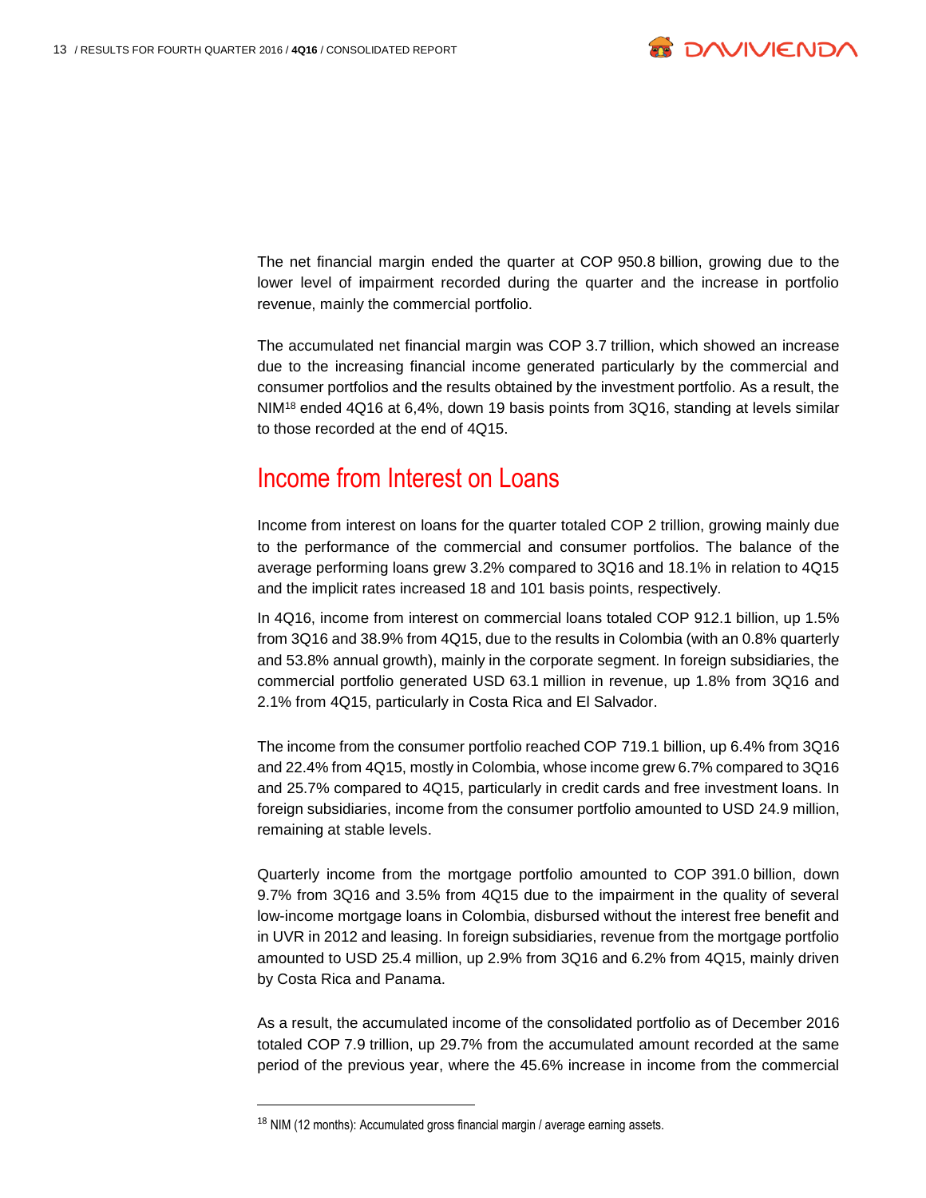The net financial margin ended the quarter at COP 950.8 billion, growing due to the lower level of impairment recorded during the quarter and the increase in portfolio revenue, mainly the commercial portfolio.

The accumulated net financial margin was COP 3.7 trillion, which showed an increase due to the increasing financial income generated particularly by the commercial and consumer portfolios and the results obtained by the investment portfolio. As a result, the NIM[18] ended 4Q16 at 6,4%, down 19 basis points from 3Q16, standing at levels similar to those recorded at the end of 4Q15.

## Income from Interest on Loans

Income from interest on loans for the quarter totaled COP 2 trillion, growing mainly due to the performance of the commercial and consumer portfolios. The balance of the average performing loans grew 3.2% compared to 3Q16 and 18.1% in relation to 4Q15 and the implicit rates increased 18 and 101 basis points, respectively.

In 4Q16, income from interest on commercial loans totaled COP 912.1 billion, up 1.5% from 3Q16 and 38.9% from 4Q15, due to the results in Colombia (with an 0.8% quarterly and 53.8% annual growth), mainly in the corporate segment. In foreign subsidiaries, the commercial portfolio generated USD 63.1 million in revenue, up 1.8% from 3Q16 and 2.1% from 4Q15, particularly in Costa Rica and El Salvador.

The income from the consumer portfolio reached COP 719.1 billion, up 6.4% from 3Q16 and 22.4% from 4Q15, mostly in Colombia, whose income grew 6.7% compared to 3Q16 and 25.7% compared to 4Q15, particularly in credit cards and free investment loans. In foreign subsidiaries, income from the consumer portfolio amounted to USD 24.9 million, remaining at stable levels.

Quarterly income from the mortgage portfolio amounted to COP 391.0 billion, down 9.7% from 3Q16 and 3.5% from 4Q15 due to the impairment in the quality of several low-income mortgage loans in Colombia, disbursed without the interest free benefit and in UVR in 2012 and leasing. In foreign subsidiaries, revenue from the mortgage portfolio amounted to USD 25.4 million, up 2.9% from 3Q16 and 6.2% from 4Q15, mainly driven by Costa Rica and Panama.

As a result, the accumulated income of the consolidated portfolio as of December 2016 totaled COP 7.9 trillion, up 29.7% from the accumulated amount recorded at the same period of the previous year, where the 45.6% increase in income from the commercial

---

[18] NIM (12 months): Accumulated gross financial margin / average earning assets.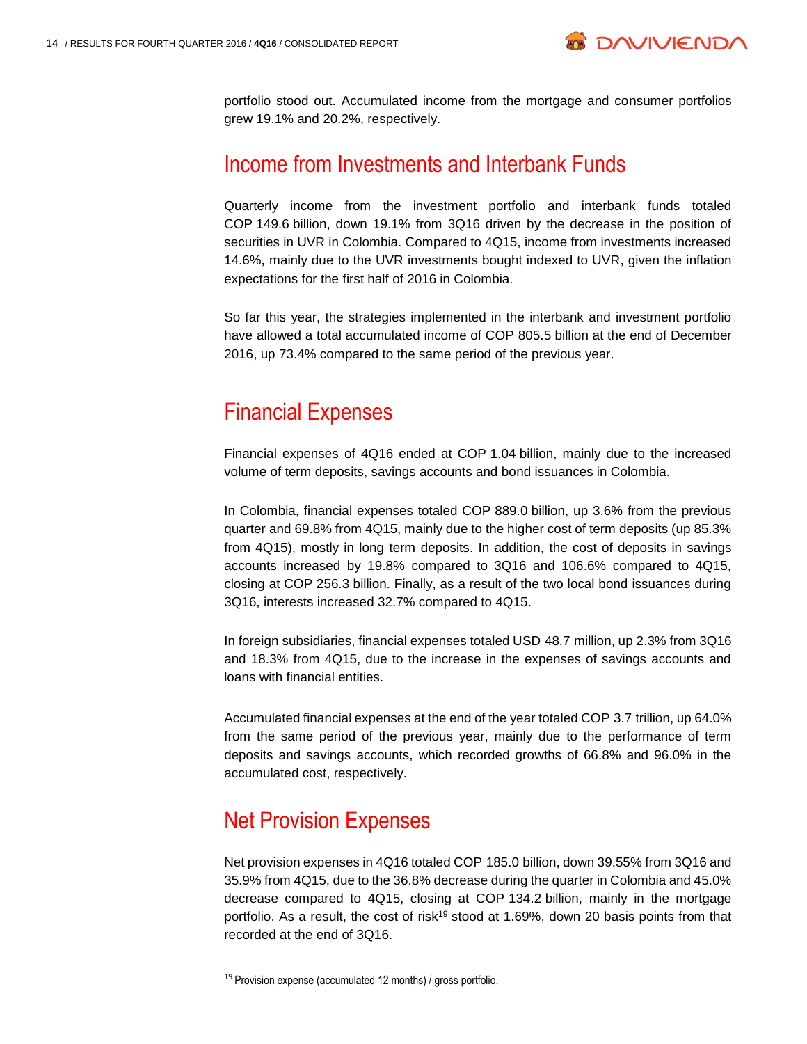portfolio stood out. Accumulated income from the mortgage and consumer portfolios grew 19.1% and 20.2%, respectively.

## Income from Investments and Interbank Funds

Quarterly income from the investment portfolio and interbank funds totaled COP 149.6 billion, down 19.1% from 3Q16 driven by the decrease in the position of securities in UVR in Colombia. Compared to 4Q15, income from investments increased 14.6%, mainly due to the UVR investments bought indexed to UVR, given the inflation expectations for the first half of 2016 in Colombia.

So far this year, the strategies implemented in the interbank and investment portfolio have allowed a total accumulated income of COP 805.5 billion at the end of December 2016, up 73.4% compared to the same period of the previous year.

## Financial Expenses

Financial expenses of 4Q16 ended at COP 1.04 billion, mainly due to the increased volume of term deposits, savings accounts and bond issuances in Colombia.

In Colombia, financial expenses totaled COP 889.0 billion, up 3.6% from the previous quarter and 69.8% from 4Q15, mainly due to the higher cost of term deposits (up 85.3% from 4Q15), mostly in long term deposits. In addition, the cost of deposits in savings accounts increased by 19.8% compared to 3Q16 and 106.6% compared to 4Q15, closing at COP 256.3 billion. Finally, as a result of the two local bond issuances during 3Q16, interests increased 32.7% compared to 4Q15.

In foreign subsidiaries, financial expenses totaled USD 48.7 million, up 2.3% from 3Q16 and 18.3% from 4Q15, due to the increase in the expenses of savings accounts and loans with financial entities.

Accumulated financial expenses at the end of the year totaled COP 3.7 trillion, up 64.0% from the same period of the previous year, mainly due to the performance of term deposits and savings accounts, which recorded growths of 66.8% and 96.0% in the accumulated cost, respectively.

## Net Provision Expenses

Net provision expenses in 4Q16 totaled COP 185.0 billion, down 39.55% from 3Q16 and 35.9% from 4Q15, due to the 36.8% decrease during the quarter in Colombia and 45.0% decrease compared to 4Q15, closing at COP 134.2 billion, mainly in the mortgage portfolio. As a result, the cost of risk[19] stood at 1.69%, down 20 basis points from that recorded at the end of 3Q16.

[19] Provision expense (accumulated 12 months) / gross portfolio.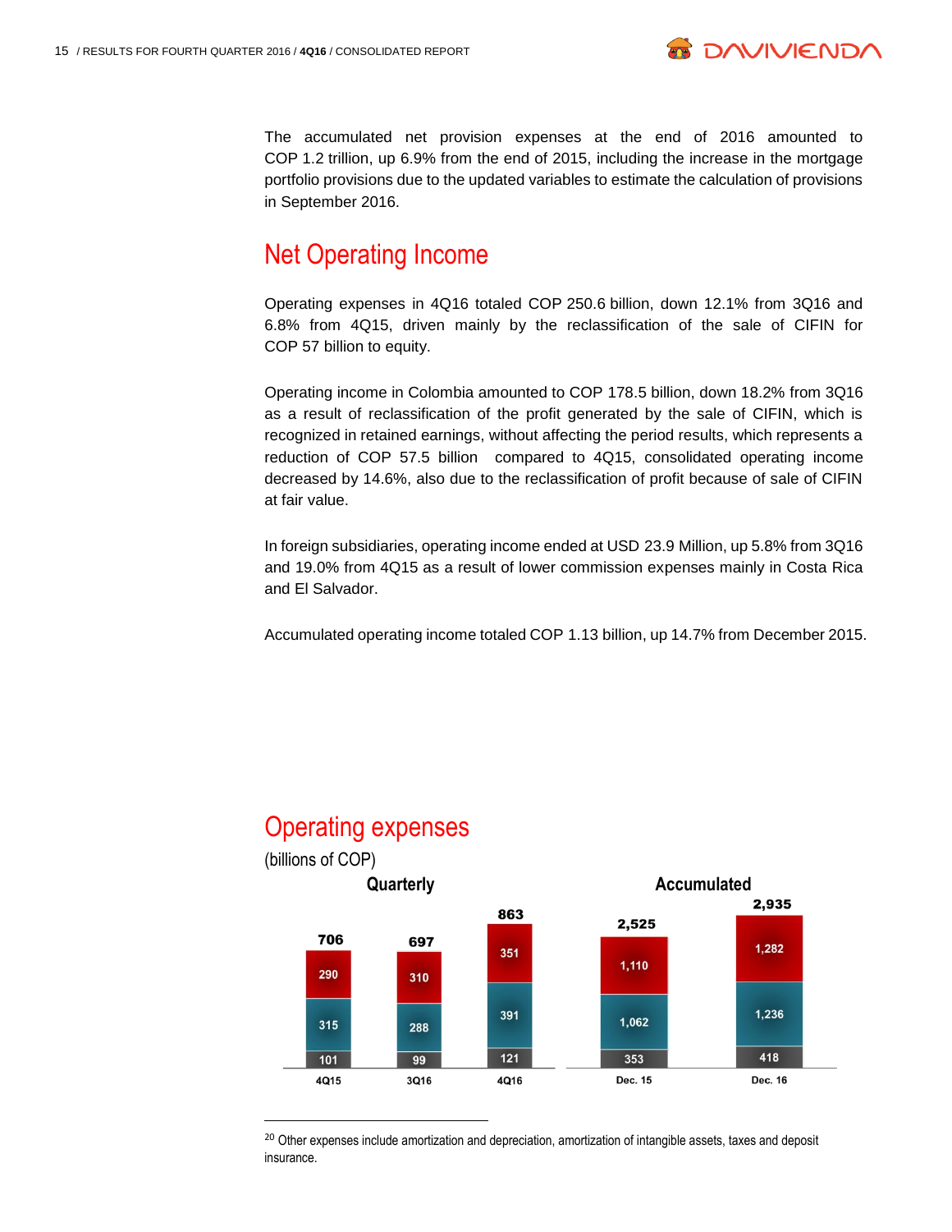The accumulated net provision expenses at the end of 2016 amounted to COP 1.2 trillion, up 6.9% from the end of 2015, including the increase in the mortgage portfolio provisions due to the updated variables to estimate the calculation of provisions in September 2016.

## Net Operating Income

Operating expenses in 4Q16 totaled COP 250.6 billion, down 12.1% from 3Q16 and 6.8% from 4Q15, driven mainly by the reclassification of the sale of CIFIN for COP 57 billion to equity.

Operating income in Colombia amounted to COP 178.5 billion, down 18.2% from 3Q16 as a result of reclassification of the profit generated by the sale of CIFIN, which is recognized in retained earnings, without affecting the period results, which represents a reduction of COP 57.5 billion compared to 4Q15, consolidated operating income decreased by 14.6%, also due to the reclassification of profit because of sale of CIFIN at fair value.

In foreign subsidiaries, operating income ended at USD 23.9 Million, up 5.8% from 3Q16 and 19.0% from 4Q15 as a result of lower commission expenses mainly in Costa Rica and El Salvador.

Accumulated operating income totaled COP 1.13 billion, up 14.7% from December 2015.

## Operating expenses

(billions of COP)

**Quarterly**

| | 4Q15 | 3Q16 | 4Q16 |
|---|---|---|---|
| Top segment | 290 | 310 | 351 |
| Middle segment | 315 | 288 | 391 |
| Bottom segment | 101 | 99 | 121 |
| **Total** | **706** | **697** | **863** |

**Accumulated**

| | Dec. 15 | Dec. 16 |
|---|---|---|
| Top segment | 1,110 | 1,282 |
| Middle segment | 1,062 | 1,236 |
| Bottom segment | 353 | 418 |
| **Total** | **2,525** | **2,935** |

[20] Other expenses include amortization and depreciation, amortization of intangible assets, taxes and deposit insurance.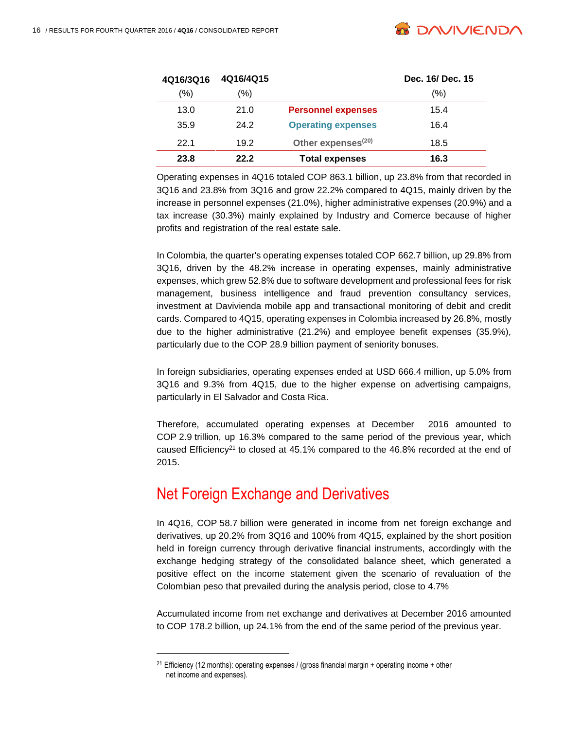| 4Q16/3Q16 (%) | 4Q16/4Q15 (%) | | Dec. 16/ Dec. 15 (%) |
|---|---|---|---|
| 13.0 | 21.0 | Personnel expenses | 15.4 |
| 35.9 | 24.2 | Operating expenses | 16.4 |
| 22.1 | 19.2 | Other expenses[20] | 18.5 |
| **23.8** | **22.2** | **Total expenses** | **16.3** |

Operating expenses in 4Q16 totaled COP 863.1 billion, up 23.8% from that recorded in 3Q16 and 23.8% from 3Q16 and grow 22.2% compared to 4Q15, mainly driven by the increase in personnel expenses (21.0%), higher administrative expenses (20.9%) and a tax increase (30.3%) mainly explained by Industry and Comerce because of higher profits and registration of the real estate sale.

In Colombia, the quarter's operating expenses totaled COP 662.7 billion, up 29.8% from 3Q16, driven by the 48.2% increase in operating expenses, mainly administrative expenses, which grew 52.8% due to software development and professional fees for risk management, business intelligence and fraud prevention consultancy services, investment at Davivienda mobile app and transactional monitoring of debit and credit cards. Compared to 4Q15, operating expenses in Colombia increased by 26.8%, mostly due to the higher administrative (21.2%) and employee benefit expenses (35.9%), particularly due to the COP 28.9 billion payment of seniority bonuses.

In foreign subsidiaries, operating expenses ended at USD 666.4 million, up 5.0% from 3Q16 and 9.3% from 4Q15, due to the higher expense on advertising campaigns, particularly in El Salvador and Costa Rica.

Therefore, accumulated operating expenses at December 2016 amounted to COP 2.9 trillion, up 16.3% compared to the same period of the previous year, which caused Efficiency[21] to closed at 45.1% compared to the 46.8% recorded at the end of 2015.

## Net Foreign Exchange and Derivatives

In 4Q16, COP 58.7 billion were generated in income from net foreign exchange and derivatives, up 20.2% from 3Q16 and 100% from 4Q15, explained by the short position held in foreign currency through derivative financial instruments, accordingly with the exchange hedging strategy of the consolidated balance sheet, which generated a positive effect on the income statement given the scenario of revaluation of the Colombian peso that prevailed during the analysis period, close to 4.7%

Accumulated income from net exchange and derivatives at December 2016 amounted to COP 178.2 billion, up 24.1% from the end of the same period of the previous year.

[21] Efficiency (12 months): operating expenses / (gross financial margin + operating income + other net income and expenses).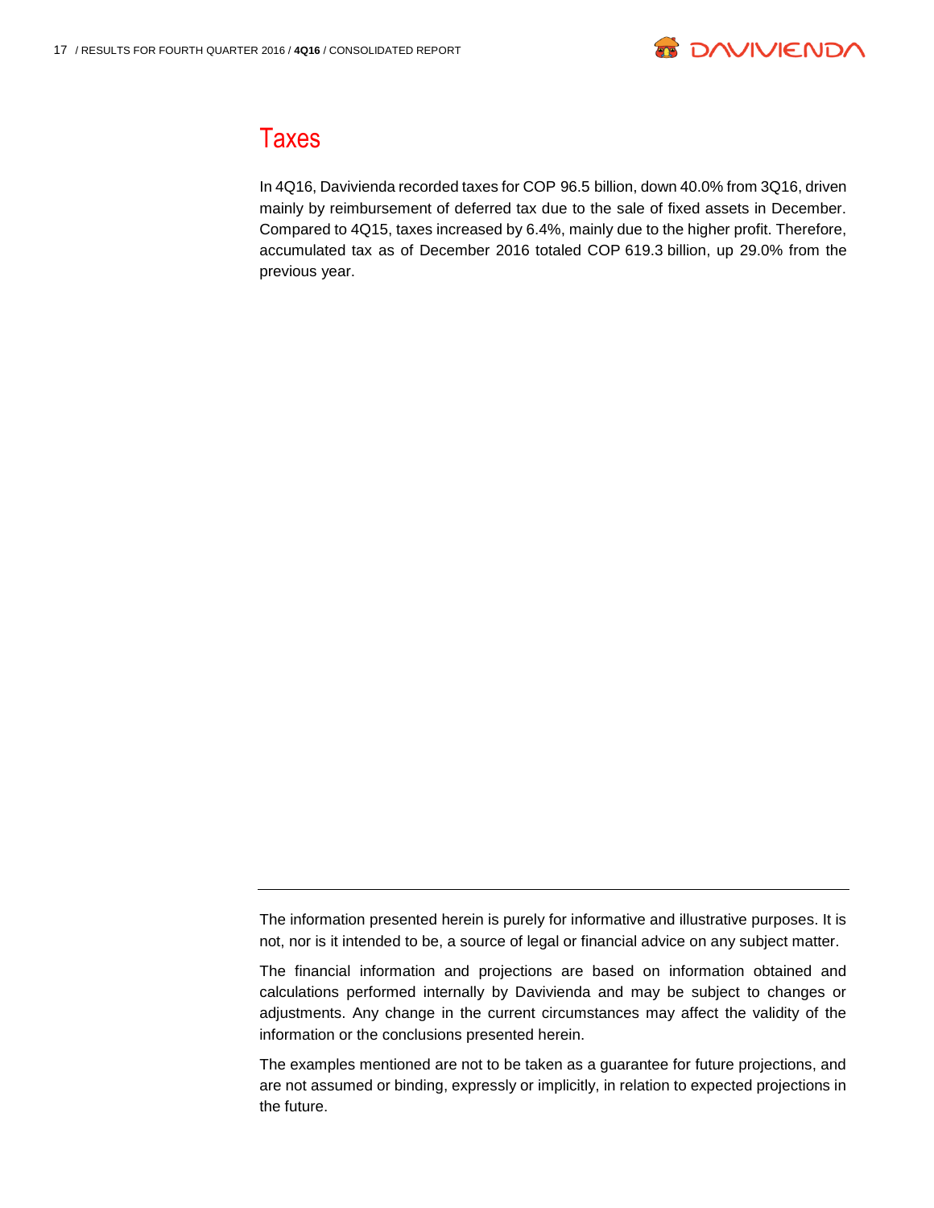## Taxes

In 4Q16, Davivienda recorded taxes for COP 96.5 billion, down 40.0% from 3Q16, driven mainly by reimbursement of deferred tax due to the sale of fixed assets in December. Compared to 4Q15, taxes increased by 6.4%, mainly due to the higher profit. Therefore, accumulated tax as of December 2016 totaled COP 619.3 billion, up 29.0% from the previous year.

---

The information presented herein is purely for informative and illustrative purposes. It is not, nor is it intended to be, a source of legal or financial advice on any subject matter.

The financial information and projections are based on information obtained and calculations performed internally by Davivienda and may be subject to changes or adjustments. Any change in the current circumstances may affect the validity of the information or the conclusions presented herein.

The examples mentioned are not to be taken as a guarantee for future projections, and are not assumed or binding, expressly or implicitly, in relation to expected projections in the future.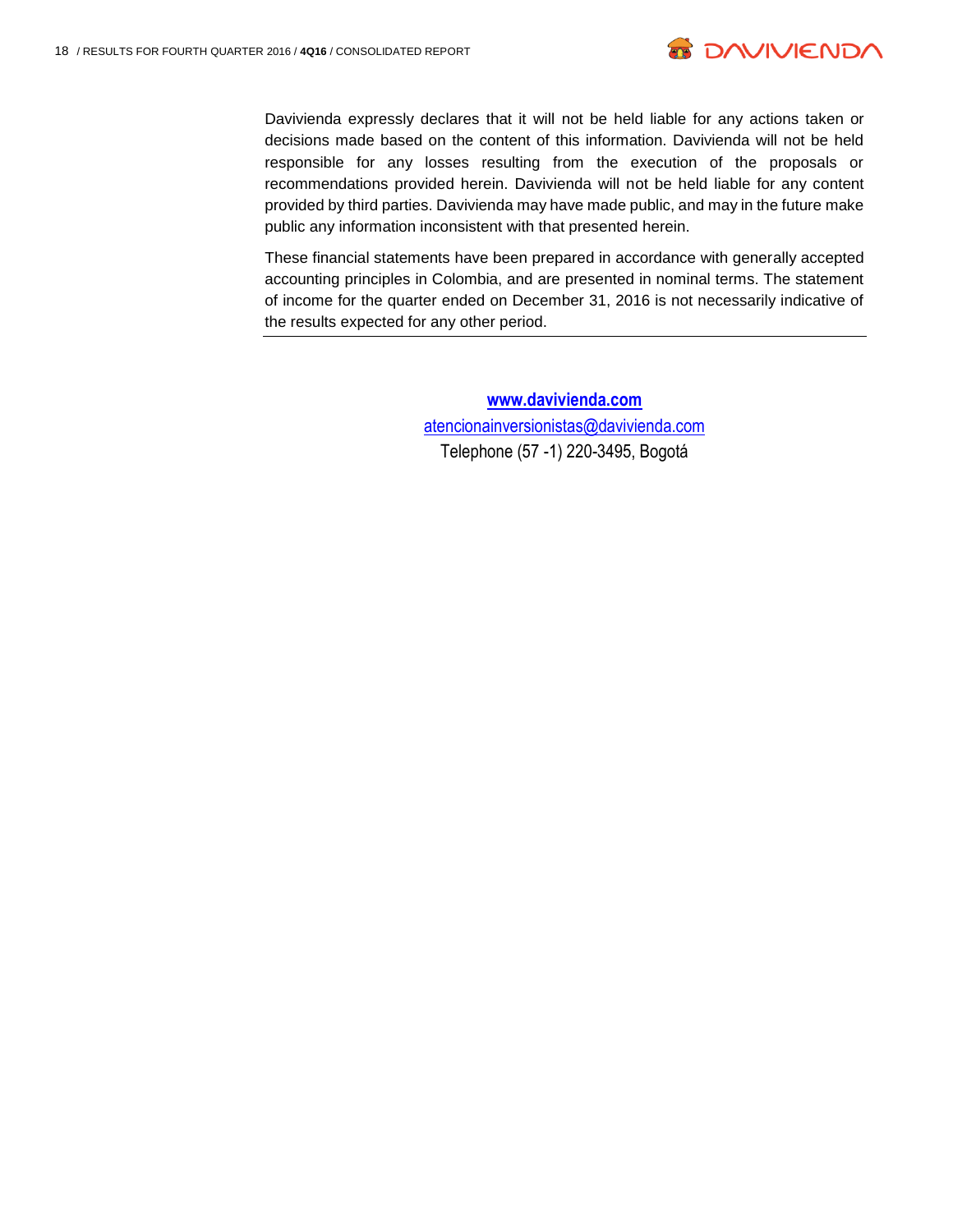Davivienda expressly declares that it will not be held liable for any actions taken or decisions made based on the content of this information. Davivienda will not be held responsible for any losses resulting from the execution of the proposals or recommendations provided herein. Davivienda will not be held liable for any content provided by third parties. Davivienda may have made public, and may in the future make public any information inconsistent with that presented herein.

These financial statements have been prepared in accordance with generally accepted accounting principles in Colombia, and are presented in nominal terms. The statement of income for the quarter ended on December 31, 2016 is not necessarily indicative of the results expected for any other period.

---

**www.davivienda.com**

atencionainversionistas@davivienda.com

Telephone (57 -1) 220-3495, Bogotá